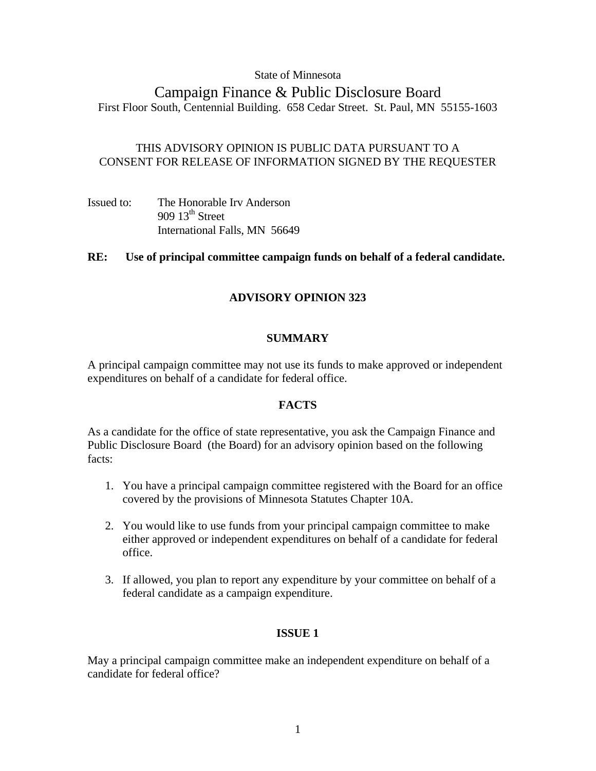State of Minnesota

# Campaign Finance & Public Disclosure Board

First Floor South, Centennial Building. 658 Cedar Street. St. Paul, MN 55155-1603

THIS ADVISORY OPINION IS PUBLIC DATA PURSUANT TO A CONSENT FOR RELEASE OF INFORMATION SIGNED BY THE REQUESTER

Issued to: The Honorable Irv Anderson
909 13th Street
International Falls, MN 56649

**RE: Use of principal committee campaign funds on behalf of a federal candidate.**

## ADVISORY OPINION 323

### SUMMARY

A principal campaign committee may not use its funds to make approved or independent expenditures on behalf of a candidate for federal office.

### FACTS

As a candidate for the office of state representative, you ask the Campaign Finance and Public Disclosure Board (the Board) for an advisory opinion based on the following facts:

1. You have a principal campaign committee registered with the Board for an office covered by the provisions of Minnesota Statutes Chapter 10A.
2. You would like to use funds from your principal campaign committee to make either approved or independent expenditures on behalf of a candidate for federal office.
3. If allowed, you plan to report any expenditure by your committee on behalf of a federal candidate as a campaign expenditure.

### ISSUE 1

May a principal campaign committee make an independent expenditure on behalf of a candidate for federal office?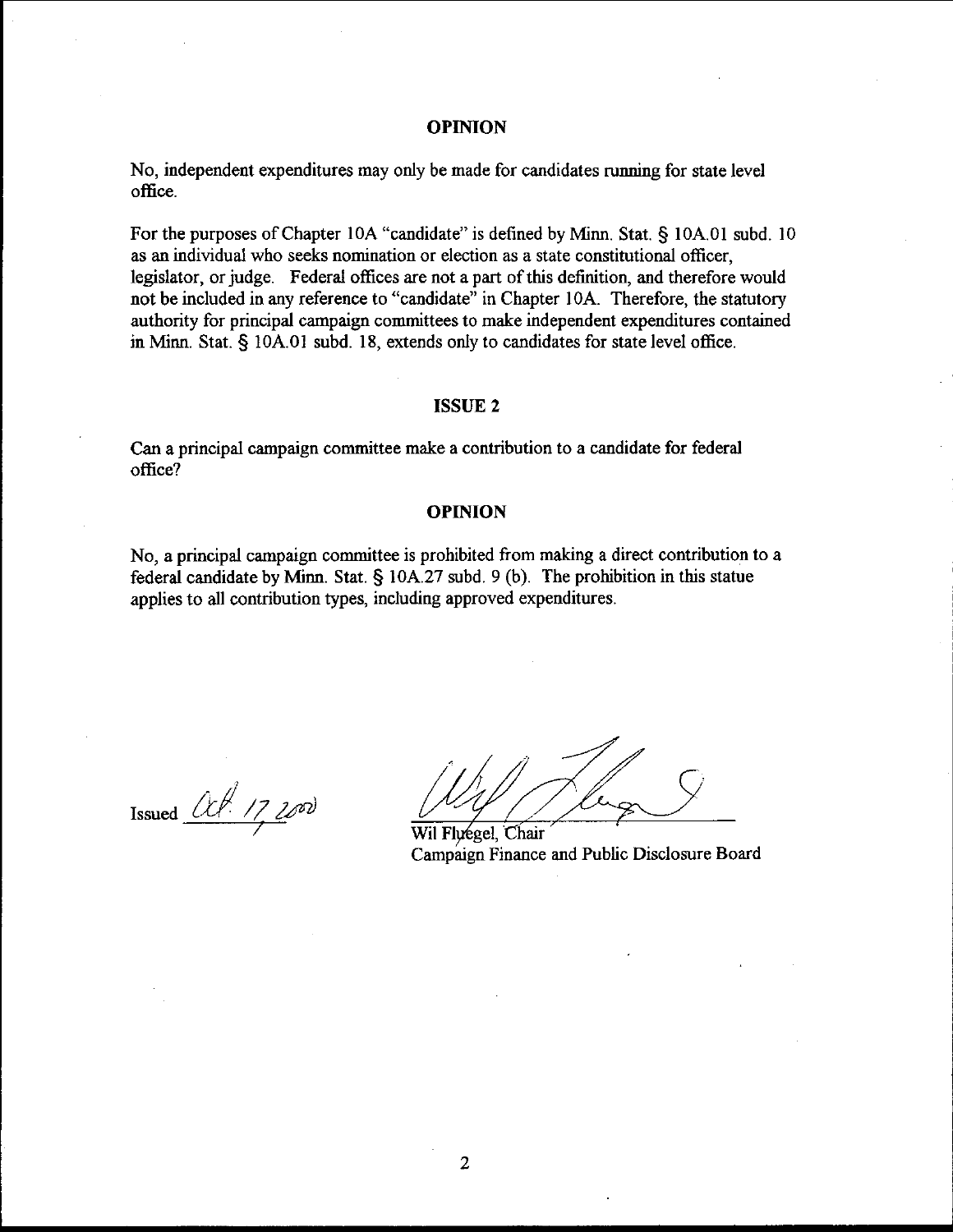## OPINION

No, independent expenditures may only be made for candidates running for state level office.

For the purposes of Chapter 10A "candidate" is defined by Minn. Stat. § 10A.01 subd. 10 as an individual who seeks nomination or election as a state constitutional officer, legislator, or judge. Federal offices are not a part of this definition, and therefore would not be included in any reference to "candidate" in Chapter 10A. Therefore, the statutory authority for principal campaign committees to make independent expenditures contained in Minn. Stat. § 10A.01 subd. 18, extends only to candidates for state level office.

## ISSUE 2

Can a principal campaign committee make a contribution to a candidate for federal office?

## OPINION

No, a principal campaign committee is prohibited from making a direct contribution to a federal candidate by Minn. Stat. § 10A.27 subd. 9 (b). The prohibition in this statue applies to all contribution types, including approved expenditures.

Issued Oct. 17, 2002

Wil Fluegel, Chair
Campaign Finance and Public Disclosure Board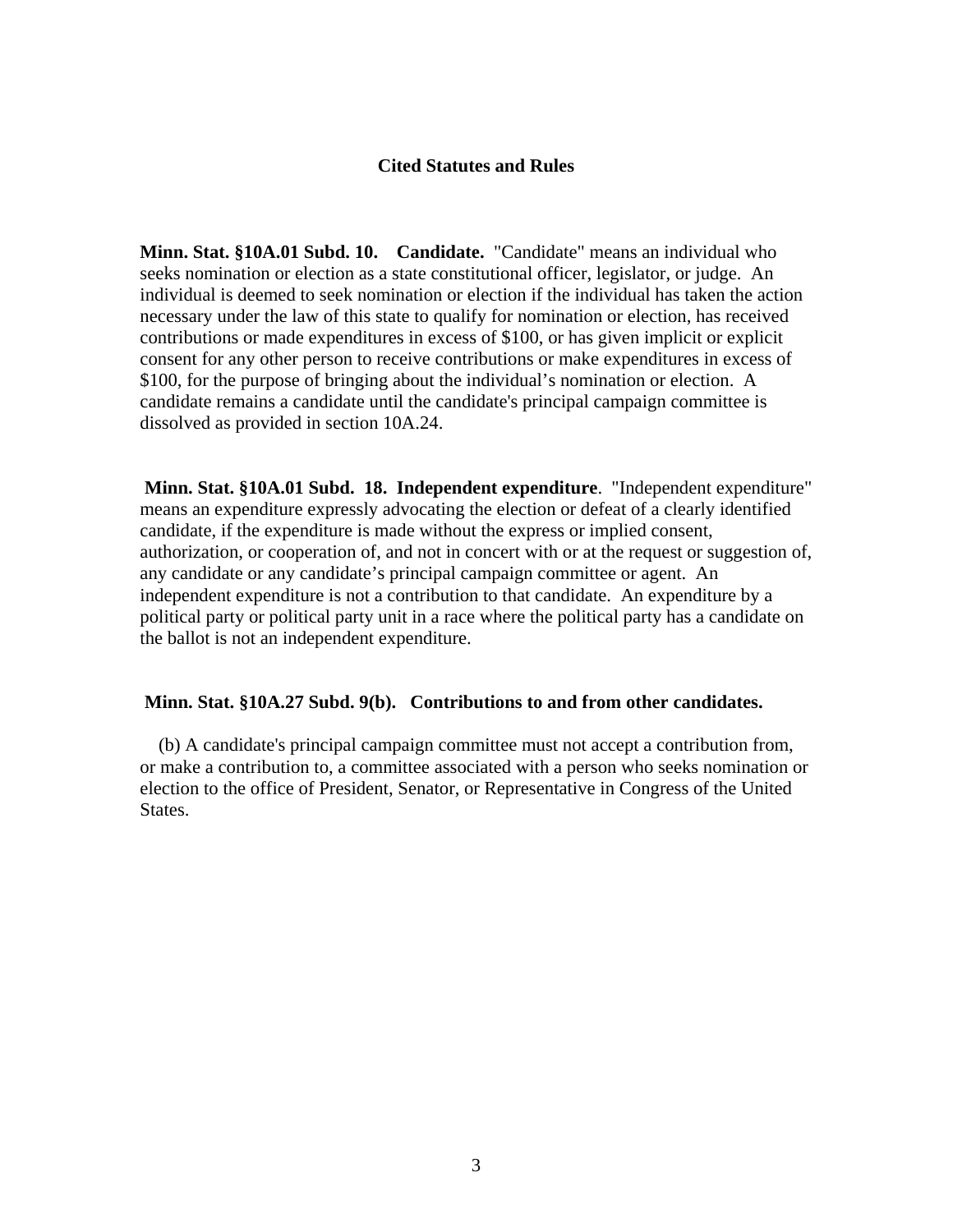## Cited Statutes and Rules

**Minn. Stat. §10A.01 Subd. 10. Candidate.** "Candidate" means an individual who seeks nomination or election as a state constitutional officer, legislator, or judge. An individual is deemed to seek nomination or election if the individual has taken the action necessary under the law of this state to qualify for nomination or election, has received contributions or made expenditures in excess of $100, or has given implicit or explicit consent for any other person to receive contributions or make expenditures in excess of $100, for the purpose of bringing about the individual's nomination or election. A candidate remains a candidate until the candidate's principal campaign committee is dissolved as provided in section 10A.24.

**Minn. Stat. §10A.01 Subd. 18. Independent expenditure**. "Independent expenditure" means an expenditure expressly advocating the election or defeat of a clearly identified candidate, if the expenditure is made without the express or implied consent, authorization, or cooperation of, and not in concert with or at the request or suggestion of, any candidate or any candidate's principal campaign committee or agent. An independent expenditure is not a contribution to that candidate. An expenditure by a political party or political party unit in a race where the political party has a candidate on the ballot is not an independent expenditure.

**Minn. Stat. §10A.27 Subd. 9(b). Contributions to and from other candidates.**

(b) A candidate's principal campaign committee must not accept a contribution from, or make a contribution to, a committee associated with a person who seeks nomination or election to the office of President, Senator, or Representative in Congress of the United States.